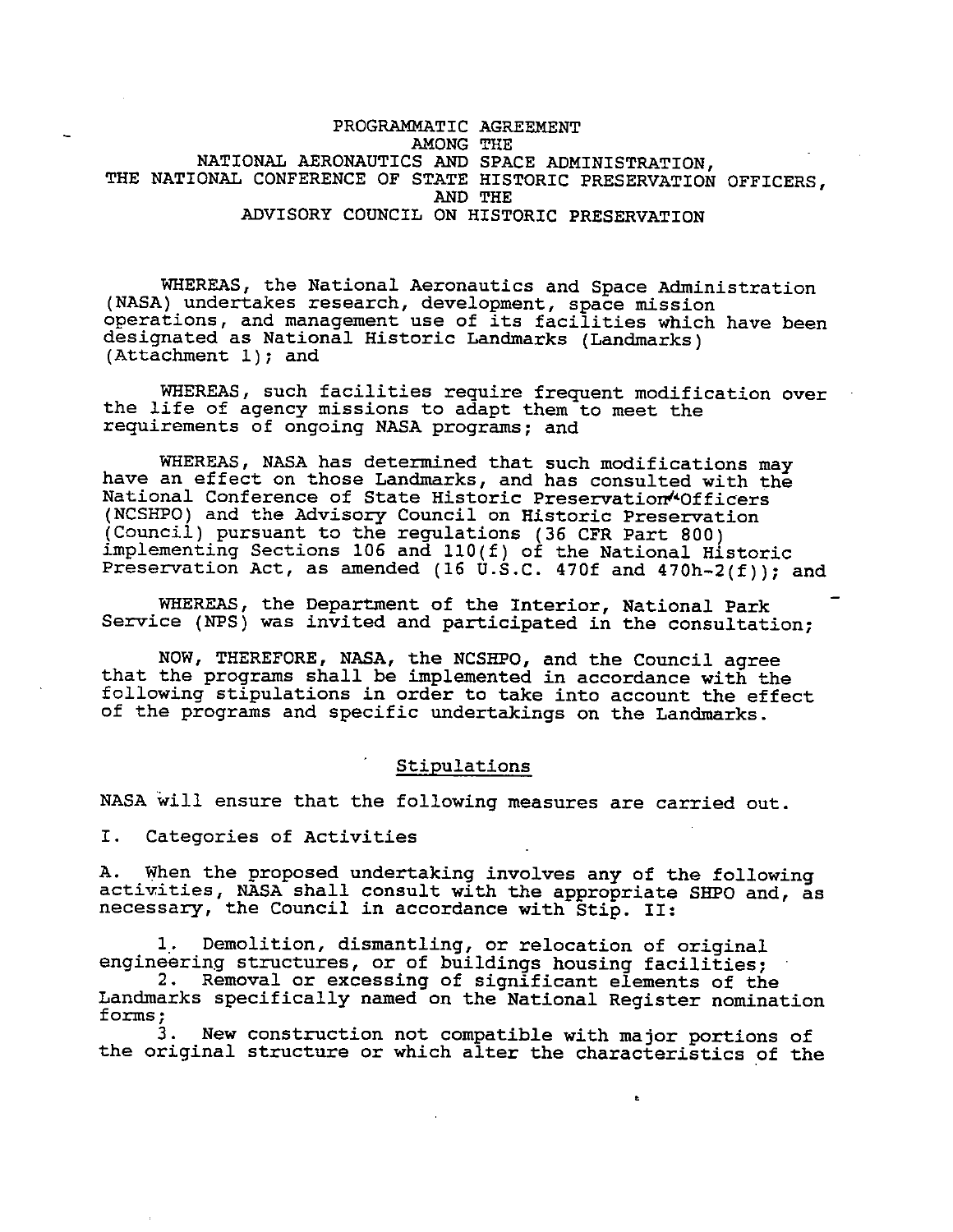# PROGRAMMATIC AGREEMENT AMONG THE NATIONAL AERONAUTICS AND SPACE ADMINISTRATION, THE NATIONAL CONFERENCE OF STATE HISTORIC PRESERVATION OFFICERS, AND THE ADVISORY COUNCIL ON HISTORIC PRESERVATION

WHEREAS, the National Aeronautics and Space Administration (NASA) undertakes research, development, space mission operations, and management use of its facilities which have been designated as National Historic Landmarks (Landmarks) (Attachment 1); and

WHEREAS, such facilities require frequent modification over the life of agency missions to adapt them to meet the requirements of ongoing NASA programs; and

WHEREAS, NASA has determined that such modifications may have an effect on those Landmarks, and has consulted with the National Conference of State Historic Preservation Officers (NCSHPO) and the Advisory Council on Historic Preservation (Council) pursuant to the regulations (36 CFR Part 800) implementing Sections 106 and 110(f) of the National Historic Preservation Act, as amended (16 U.S.C. 470f and 470h-2(f)); and

WHEREAS, the Department of the Interior, National Park Service (NPS) was invited and participated in the consultation;

NOW, THEREFORE, NASA, the NCSHPO, and the Council agree that the programs shall be implemented in accordance with the following stipulations in order to take into account the effect of the programs and specific undertakings on the Landmarks.

## Stipulations

NASA will ensure that the following measures are carried out.

I. Categories of Activities

A. When the proposed undertaking involves any of the following activities, NASA shall consult with the appropriate SHPO and, as necessary, the Council in accordance with Stip. II:

1. Demolition, dismantling, or relocation of original engineering structures, or of buildings housing facilities;
2. Removal or excessing of significant elements of the Landmarks specifically named on the National Register nomination forms;
3. New construction not compatible with major portions of the original structure or which alter the characteristics of the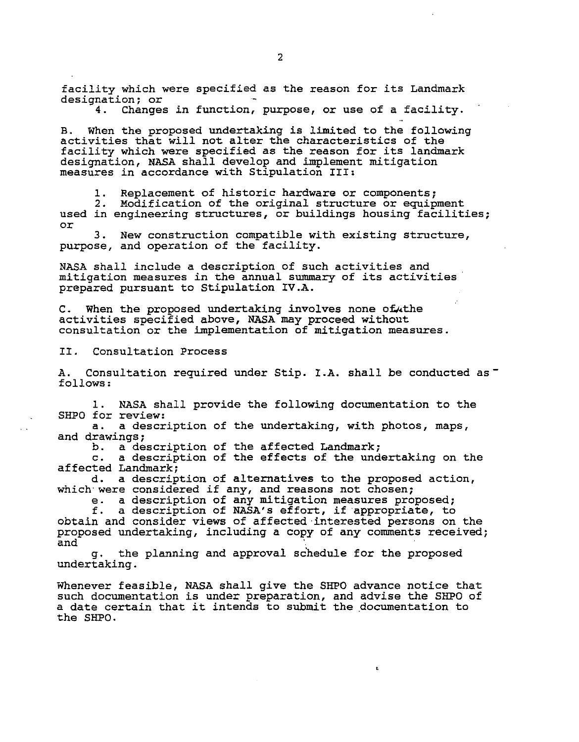facility which were specified as the reason for its Landmark designation; or

4. Changes in function, purpose, or use of a facility.

B. When the proposed undertaking is limited to the following activities that will not alter the characteristics of the facility which were specified as the reason for its landmark designation, NASA shall develop and implement mitigation measures in accordance with Stipulation III:

1. Replacement of historic hardware or components;
2. Modification of the original structure or equipment used in engineering structures, or buildings housing facilities; or
3. New construction compatible with existing structure, purpose, and operation of the facility.

NASA shall include a description of such activities and mitigation measures in the annual summary of its activities prepared pursuant to Stipulation IV.A.

C. When the proposed undertaking involves none of the activities specified above, NASA may proceed without consultation or the implementation of mitigation measures.

II. Consultation Process

A. Consultation required under Stip. I.A. shall be conducted as follows:

1. NASA shall provide the following documentation to the SHPO for review:

a. a description of the undertaking, with photos, maps, and drawings;

b. a description of the affected Landmark;

c. a description of the effects of the undertaking on the affected Landmark;

d. a description of alternatives to the proposed action, which were considered if any, and reasons not chosen;

e. a description of any mitigation measures proposed;

f. a description of NASA's effort, if appropriate, to obtain and consider views of affected interested persons on the proposed undertaking, including a copy of any comments received; and

g. the planning and approval schedule for the proposed undertaking.

Whenever feasible, NASA shall give the SHPO advance notice that such documentation is under preparation, and advise the SHPO of a date certain that it intends to submit the documentation to the SHPO.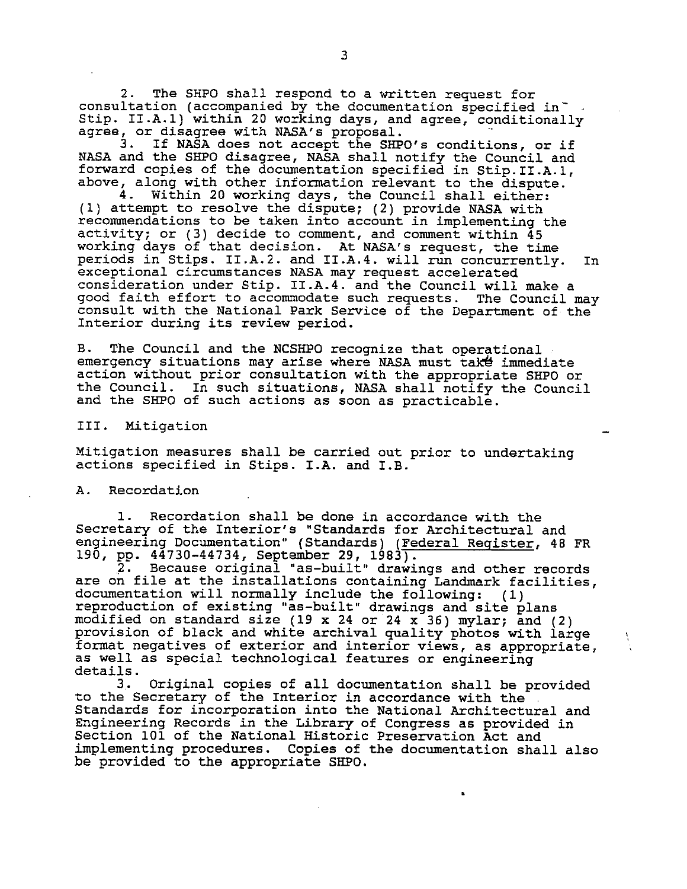2. The SHPO shall respond to a written request for consultation (accompanied by the documentation specified in Stip. II.A.1) within 20 working days, and agree, conditionally agree, or disagree with NASA's proposal.

3. If NASA does not accept the SHPO's conditions, or if NASA and the SHPO disagree, NASA shall notify the Council and forward copies of the documentation specified in Stip.II.A.1, above, along with other information relevant to the dispute.

4. Within 20 working days, the Council shall either: (1) attempt to resolve the dispute; (2) provide NASA with recommendations to be taken into account in implementing the activity; or (3) decide to comment, and comment within 45 working days of that decision. At NASA's request, the time periods in Stips. II.A.2. and II.A.4. will run concurrently. In exceptional circumstances NASA may request accelerated consideration under Stip. II.A.4. and the Council will make a good faith effort to accommodate such requests. The Council may consult with the National Park Service of the Department of the Interior during its review period.

B. The Council and the NCSHPO recognize that operational emergency situations may arise where NASA must take immediate action without prior consultation with the appropriate SHPO or the Council. In such situations, NASA shall notify the Council and the SHPO of such actions as soon as practicable.

III. Mitigation

Mitigation measures shall be carried out prior to undertaking actions specified in Stips. I.A. and I.B.

A. Recordation

1. Recordation shall be done in accordance with the Secretary of the Interior's "Standards for Architectural and engineering Documentation" (Standards) (Federal Register, 48 FR 190, pp. 44730-44734, September 29, 1983).

2. Because original "as-built" drawings and other records are on file at the installations containing Landmark facilities, documentation will normally include the following: (1) reproduction of existing "as-built" drawings and site plans modified on standard size (19 x 24 or 24 x 36) mylar; and (2) provision of black and white archival quality photos with large format negatives of exterior and interior views, as appropriate, as well as special technological features or engineering details.

3. Original copies of all documentation shall be provided to the Secretary of the Interior in accordance with the Standards for incorporation into the National Architectural and Engineering Records in the Library of Congress as provided in Section 101 of the National Historic Preservation Act and implementing procedures. Copies of the documentation shall also be provided to the appropriate SHPO.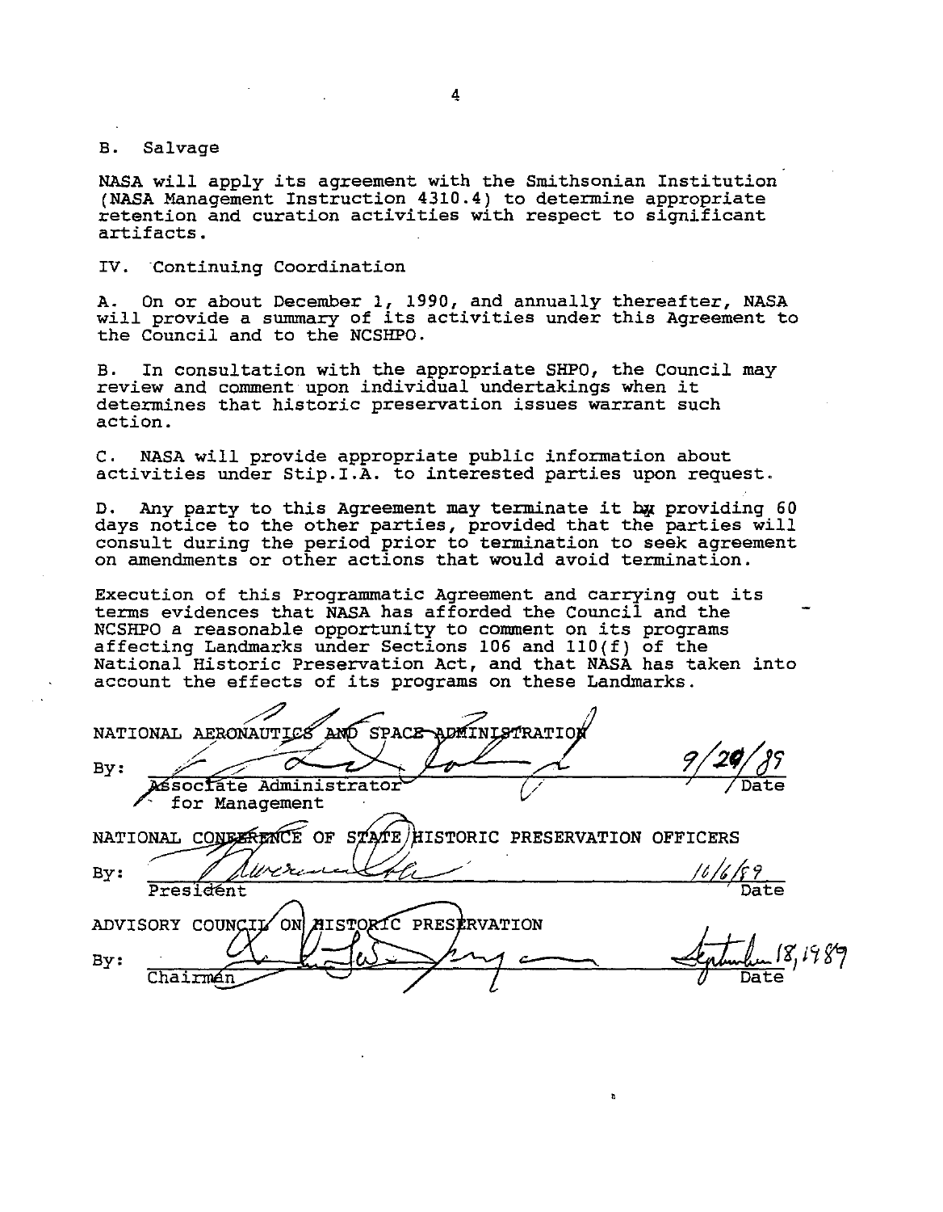B. Salvage

NASA will apply its agreement with the Smithsonian Institution (NASA Management Instruction 4310.4) to determine appropriate retention and curation activities with respect to significant artifacts.

IV. Continuing Coordination

A. On or about December 1, 1990, and annually thereafter, NASA will provide a summary of its activities under this Agreement to the Council and to the NCSHPO.

B. In consultation with the appropriate SHPO, the Council may review and comment upon individual undertakings when it determines that historic preservation issues warrant such action.

C. NASA will provide appropriate public information about activities under Stip.I.A. to interested parties upon request.

D. Any party to this Agreement may terminate it by providing 60 days notice to the other parties, provided that the parties will consult during the period prior to termination to seek agreement on amendments or other actions that would avoid termination.

Execution of this Programmatic Agreement and carrying out its terms evidences that NASA has afforded the Council and the NCSHPO a reasonable opportunity to comment on its programs affecting Landmarks under Sections 106 and 110(f) of the National Historic Preservation Act, and that NASA has taken into account the effects of its programs on these Landmarks.

NATIONAL AERONAUTICS AND SPACE ADMINISTRATION

By: ______________________________ 9/29/89
Associate Administrator for Management — Date

NATIONAL CONFERENCE OF STATE HISTORIC PRESERVATION OFFICERS

By: ______________________________ 10/6/89
President — Date

ADVISORY COUNCIL ON HISTORIC PRESERVATION

By: ______________________________ September 18, 1989
Chairman — Date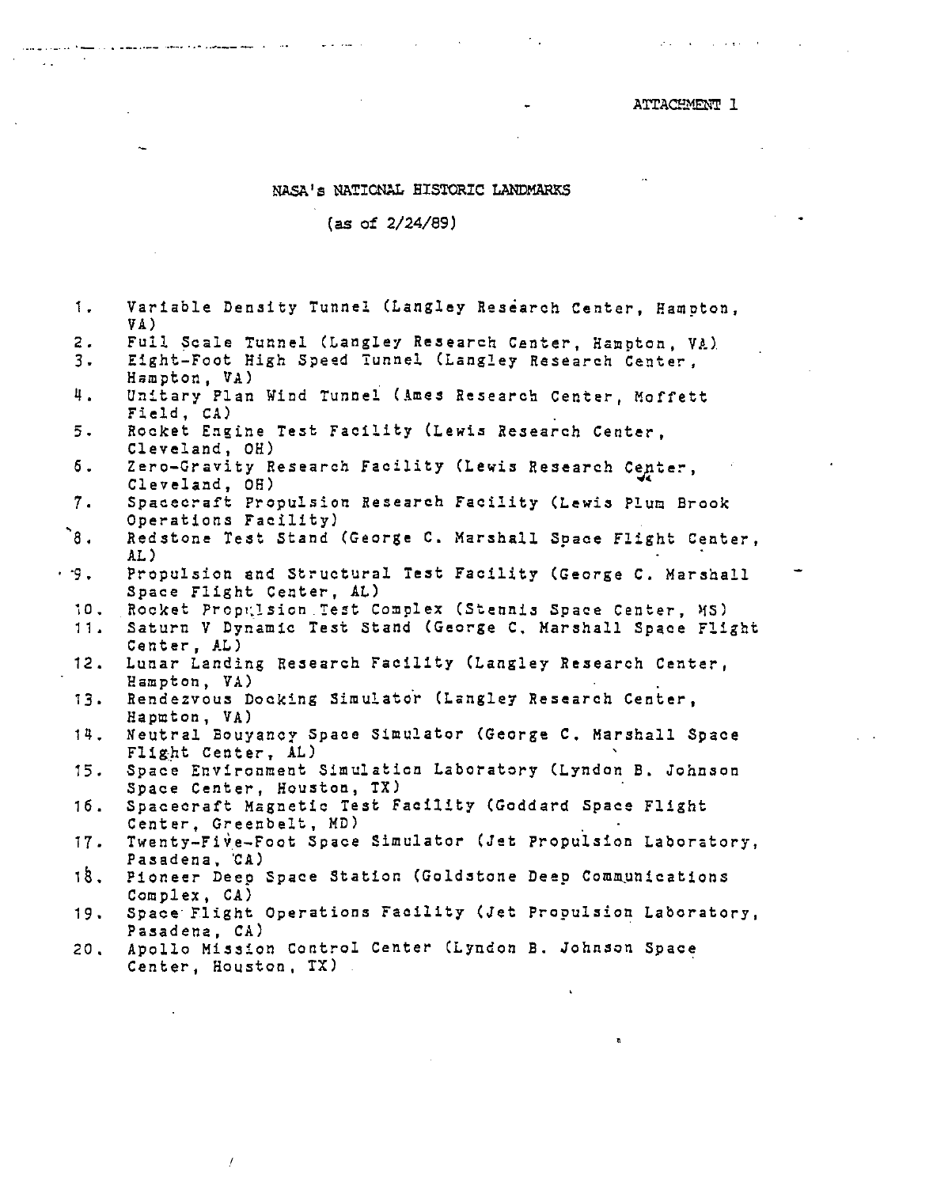ATTACHMENT 1

# NASA's NATIONAL HISTORIC LANDMARKS

(as of 2/24/89)

1. Variable Density Tunnel (Langley Research Center, Hampton, VA)
2. Full Scale Tunnel (Langley Research Center, Hampton, VA)
3. Eight-Foot High Speed Tunnel (Langley Research Center, Hampton, VA)
4. Unitary Plan Wind Tunnel (Ames Research Center, Moffett Field, CA)
5. Rocket Engine Test Facility (Lewis Research Center, Cleveland, OH)
6. Zero-Gravity Research Facility (Lewis Research Center, Cleveland, OH)
7. Spacecraft Propulsion Research Facility (Lewis Plum Brook Operations Facility)
8. Redstone Test Stand (George C. Marshall Space Flight Center, AL)
9. Propulsion and Structural Test Facility (George C. Marshall Space Flight Center, AL)
10. Rocket Propulsion Test Complex (Stennis Space Center, MS)
11. Saturn V Dynamic Test Stand (George C. Marshall Space Flight Center, AL)
12. Lunar Landing Research Facility (Langley Research Center, Hampton, VA)
13. Rendezvous Docking Simulator (Langley Research Center, Hapmton, VA)
14. Neutral Bouyancy Space Simulator (George C. Marshall Space Flight Center, AL)
15. Space Environment Simulation Laboratory (Lyndon B. Johnson Space Center, Houston, TX)
16. Spacecraft Magnetic Test Facility (Goddard Space Flight Center, Greenbelt, MD)
17. Twenty-Five-Foot Space Simulator (Jet Propulsion Laboratory, Pasadena, CA)
18. Pioneer Deep Space Station (Goldstone Deep Communications Complex, CA)
19. Space Flight Operations Facility (Jet Propulsion Laboratory, Pasadena, CA)
20. Apollo Mission Control Center (Lyndon B. Johnson Space Center, Houston, TX)